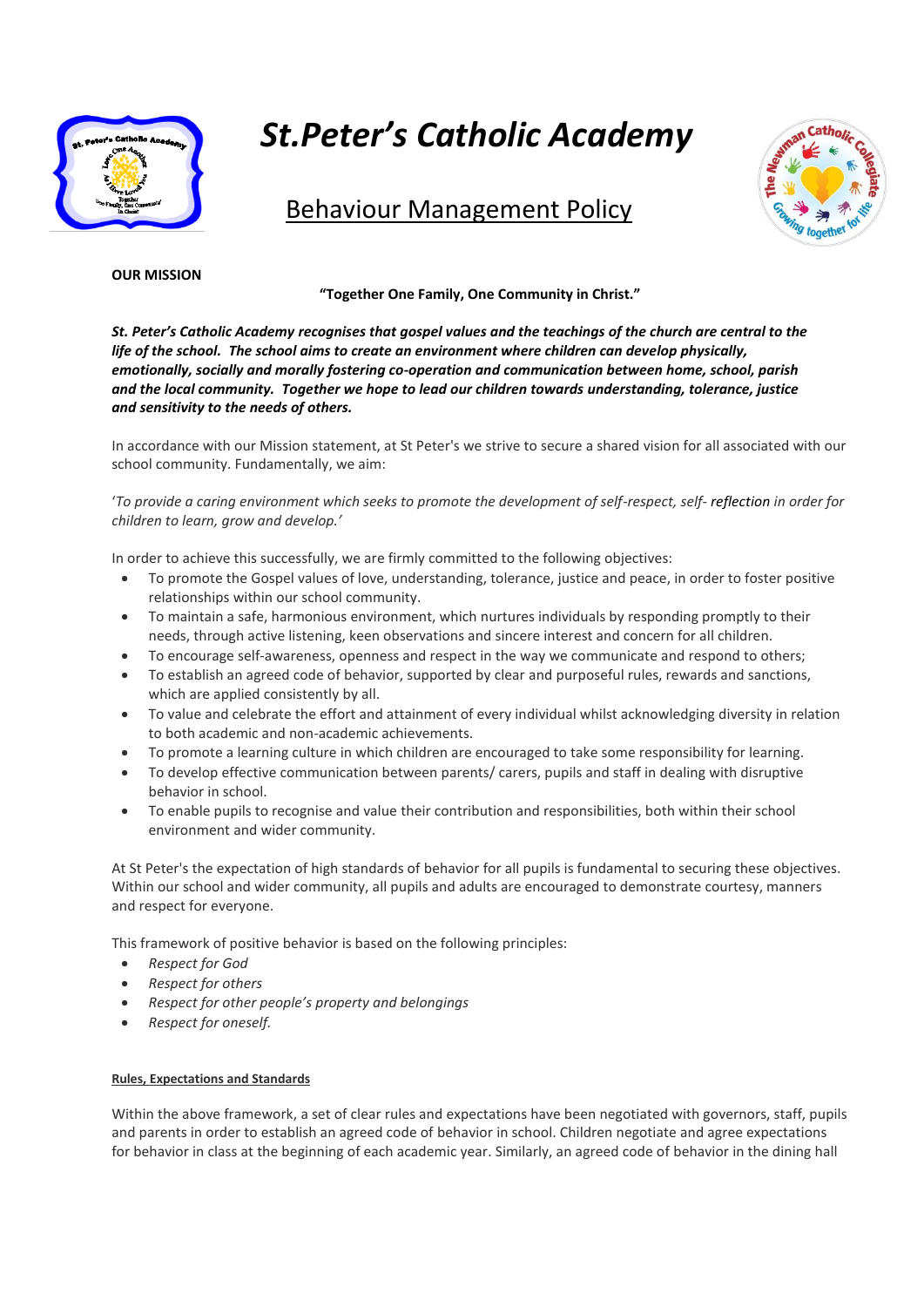# *St.Peter's Catholic Academy*

## Behaviour Management Policy

**OUR MISSION**

**"Together One Family, One Community in Christ."**

***St. Peter's Catholic Academy recognises that gospel values and the teachings of the church are central to the life of the school. The school aims to create an environment where children can develop physically, emotionally, socially and morally fostering co-operation and communication between home, school, parish and the local community. Together we hope to lead our children towards understanding, tolerance, justice and sensitivity to the needs of others.***

In accordance with our Mission statement, at St Peter's we strive to secure a shared vision for all associated with our school community. Fundamentally, we aim:

'*To provide a caring environment which seeks to promote the development of self-respect, self- reflection in order for children to learn, grow and develop.'*

In order to achieve this successfully, we are firmly committed to the following objectives:

- To promote the Gospel values of love, understanding, tolerance, justice and peace, in order to foster positive relationships within our school community.
- To maintain a safe, harmonious environment, which nurtures individuals by responding promptly to their needs, through active listening, keen observations and sincere interest and concern for all children.
- To encourage self-awareness, openness and respect in the way we communicate and respond to others;
- To establish an agreed code of behavior, supported by clear and purposeful rules, rewards and sanctions, which are applied consistently by all.
- To value and celebrate the effort and attainment of every individual whilst acknowledging diversity in relation to both academic and non-academic achievements.
- To promote a learning culture in which children are encouraged to take some responsibility for learning.
- To develop effective communication between parents/ carers, pupils and staff in dealing with disruptive behavior in school.
- To enable pupils to recognise and value their contribution and responsibilities, both within their school environment and wider community.

At St Peter's the expectation of high standards of behavior for all pupils is fundamental to securing these objectives. Within our school and wider community, all pupils and adults are encouraged to demonstrate courtesy, manners and respect for everyone.

This framework of positive behavior is based on the following principles:

- *Respect for God*
- *Respect for others*
- *Respect for other people's property and belongings*
- *Respect for oneself.*

**Rules, Expectations and Standards**

Within the above framework, a set of clear rules and expectations have been negotiated with governors, staff, pupils and parents in order to establish an agreed code of behavior in school. Children negotiate and agree expectations for behavior in class at the beginning of each academic year. Similarly, an agreed code of behavior in the dining hall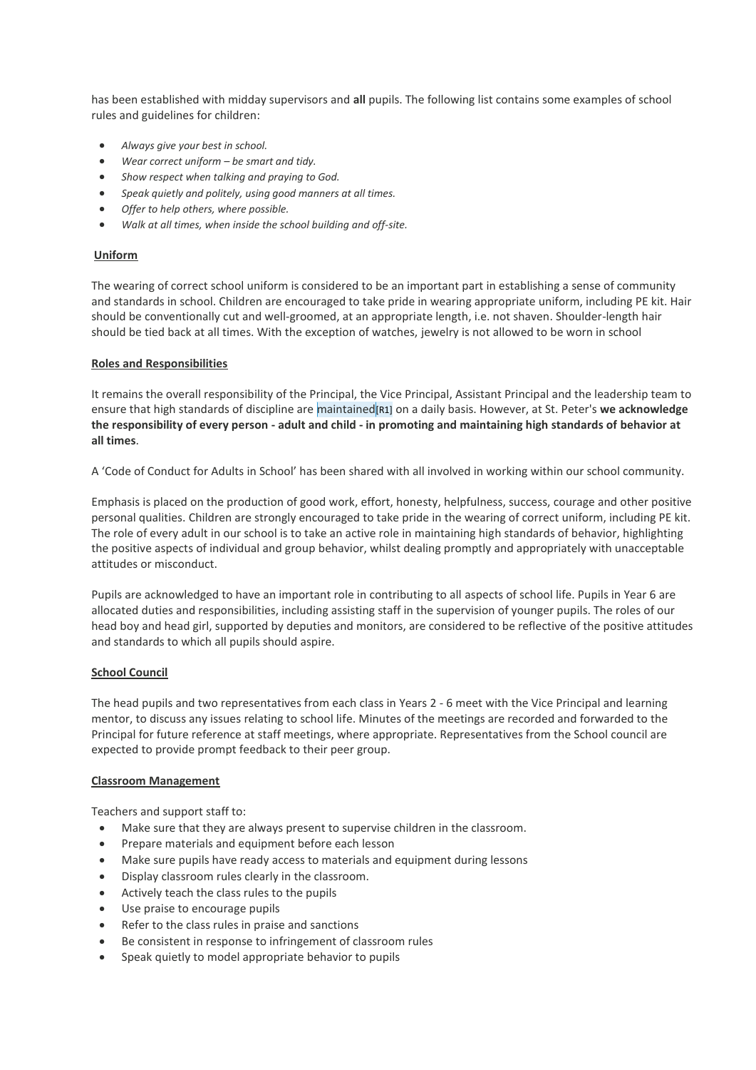has been established with midday supervisors and **all** pupils. The following list contains some examples of school rules and guidelines for children:

- *Always give your best in school.*
- *Wear correct uniform – be smart and tidy.*
- *Show respect when talking and praying to God.*
- *Speak quietly and politely, using good manners at all times.*
- *Offer to help others, where possible.*
- *Walk at all times, when inside the school building and off-site.*

**Uniform**

The wearing of correct school uniform is considered to be an important part in establishing a sense of community and standards in school. Children are encouraged to take pride in wearing appropriate uniform, including PE kit. Hair should be conventionally cut and well-groomed, at an appropriate length, i.e. not shaven. Shoulder-length hair should be tied back at all times. With the exception of watches, jewelry is not allowed to be worn in school

**Roles and Responsibilities**

It remains the overall responsibility of the Principal, the Vice Principal, Assistant Principal and the leadership team to ensure that high standards of discipline are maintained[R1] on a daily basis. However, at St. Peter's **we acknowledge the responsibility of every person - adult and child - in promoting and maintaining high standards of behavior at all times**.

A 'Code of Conduct for Adults in School' has been shared with all involved in working within our school community.

Emphasis is placed on the production of good work, effort, honesty, helpfulness, success, courage and other positive personal qualities. Children are strongly encouraged to take pride in the wearing of correct uniform, including PE kit. The role of every adult in our school is to take an active role in maintaining high standards of behavior, highlighting the positive aspects of individual and group behavior, whilst dealing promptly and appropriately with unacceptable attitudes or misconduct.

Pupils are acknowledged to have an important role in contributing to all aspects of school life. Pupils in Year 6 are allocated duties and responsibilities, including assisting staff in the supervision of younger pupils. The roles of our head boy and head girl, supported by deputies and monitors, are considered to be reflective of the positive attitudes and standards to which all pupils should aspire.

**School Council**

The head pupils and two representatives from each class in Years 2 - 6 meet with the Vice Principal and learning mentor, to discuss any issues relating to school life. Minutes of the meetings are recorded and forwarded to the Principal for future reference at staff meetings, where appropriate. Representatives from the School council are expected to provide prompt feedback to their peer group.

**Classroom Management**

Teachers and support staff to:

- Make sure that they are always present to supervise children in the classroom.
- Prepare materials and equipment before each lesson
- Make sure pupils have ready access to materials and equipment during lessons
- Display classroom rules clearly in the classroom.
- Actively teach the class rules to the pupils
- Use praise to encourage pupils
- Refer to the class rules in praise and sanctions
- Be consistent in response to infringement of classroom rules
- Speak quietly to model appropriate behavior to pupils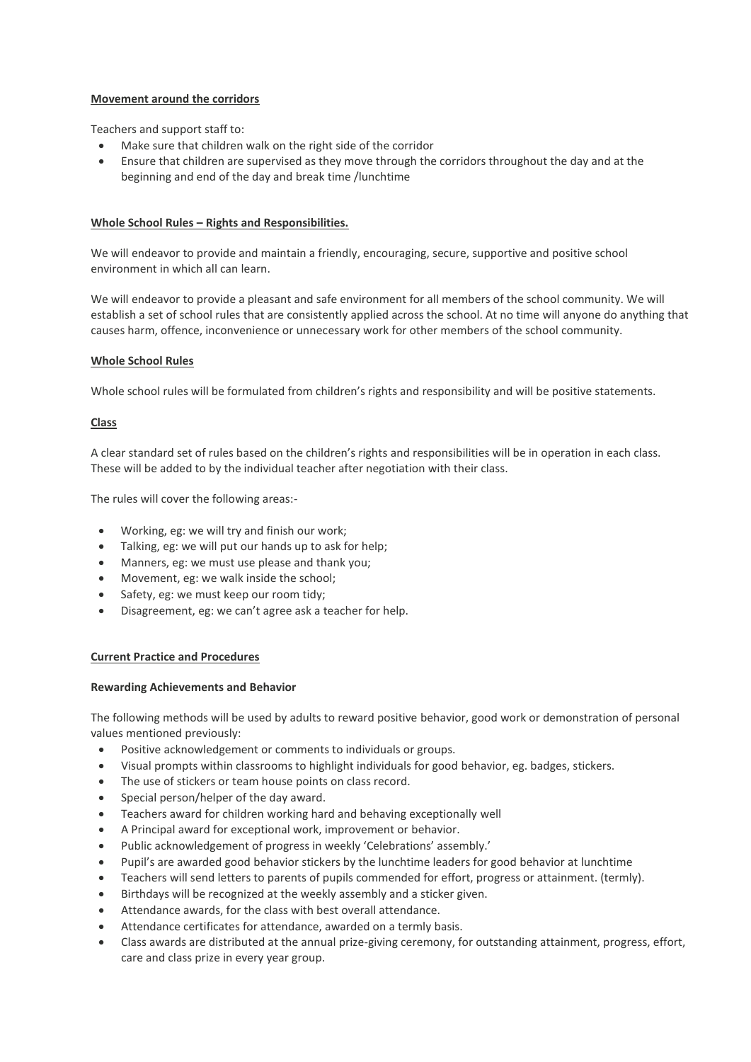**Movement around the corridors**

Teachers and support staff to:

- Make sure that children walk on the right side of the corridor
- Ensure that children are supervised as they move through the corridors throughout the day and at the beginning and end of the day and break time /lunchtime

**Whole School Rules – Rights and Responsibilities.**

We will endeavor to provide and maintain a friendly, encouraging, secure, supportive and positive school environment in which all can learn.

We will endeavor to provide a pleasant and safe environment for all members of the school community. We will establish a set of school rules that are consistently applied across the school. At no time will anyone do anything that causes harm, offence, inconvenience or unnecessary work for other members of the school community.

**Whole School Rules**

Whole school rules will be formulated from children's rights and responsibility and will be positive statements.

**Class**

A clear standard set of rules based on the children's rights and responsibilities will be in operation in each class. These will be added to by the individual teacher after negotiation with their class.

The rules will cover the following areas:-

- Working, eg: we will try and finish our work;
- Talking, eg: we will put our hands up to ask for help;
- Manners, eg: we must use please and thank you;
- Movement, eg: we walk inside the school;
- Safety, eg: we must keep our room tidy;
- Disagreement, eg: we can't agree ask a teacher for help.

**Current Practice and Procedures**

**Rewarding Achievements and Behavior**

The following methods will be used by adults to reward positive behavior, good work or demonstration of personal values mentioned previously:

- Positive acknowledgement or comments to individuals or groups.
- Visual prompts within classrooms to highlight individuals for good behavior, eg. badges, stickers.
- The use of stickers or team house points on class record.
- Special person/helper of the day award.
- Teachers award for children working hard and behaving exceptionally well
- A Principal award for exceptional work, improvement or behavior.
- Public acknowledgement of progress in weekly 'Celebrations' assembly.'
- Pupil's are awarded good behavior stickers by the lunchtime leaders for good behavior at lunchtime
- Teachers will send letters to parents of pupils commended for effort, progress or attainment. (termly).
- Birthdays will be recognized at the weekly assembly and a sticker given.
- Attendance awards, for the class with best overall attendance.
- Attendance certificates for attendance, awarded on a termly basis.
- Class awards are distributed at the annual prize-giving ceremony, for outstanding attainment, progress, effort, care and class prize in every year group.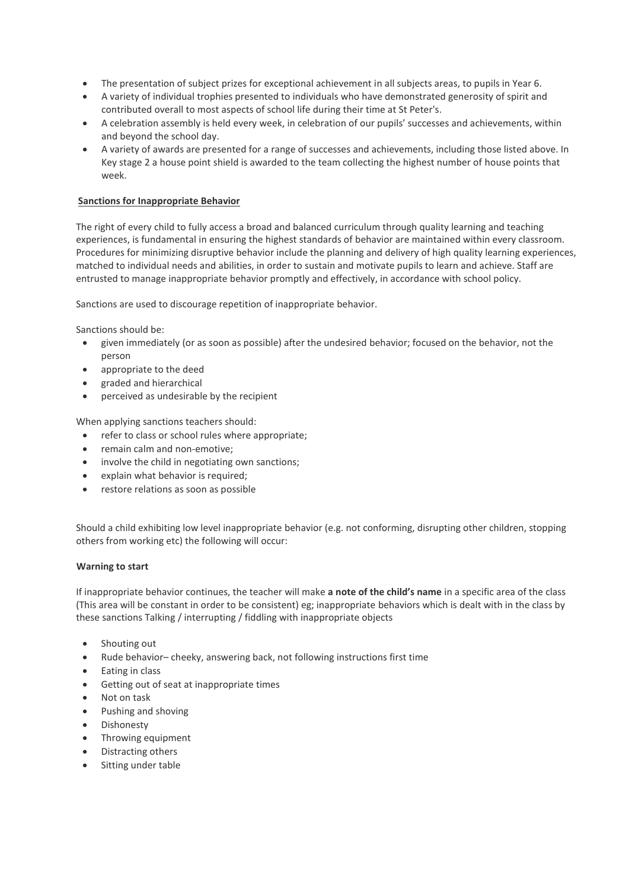- The presentation of subject prizes for exceptional achievement in all subjects areas, to pupils in Year 6.
- A variety of individual trophies presented to individuals who have demonstrated generosity of spirit and contributed overall to most aspects of school life during their time at St Peter's.
- A celebration assembly is held every week, in celebration of our pupils' successes and achievements, within and beyond the school day.
- A variety of awards are presented for a range of successes and achievements, including those listed above. In Key stage 2 a house point shield is awarded to the team collecting the highest number of house points that week.

## Sanctions for Inappropriate Behavior

The right of every child to fully access a broad and balanced curriculum through quality learning and teaching experiences, is fundamental in ensuring the highest standards of behavior are maintained within every classroom. Procedures for minimizing disruptive behavior include the planning and delivery of high quality learning experiences, matched to individual needs and abilities, in order to sustain and motivate pupils to learn and achieve. Staff are entrusted to manage inappropriate behavior promptly and effectively, in accordance with school policy.

Sanctions are used to discourage repetition of inappropriate behavior.

Sanctions should be:

- given immediately (or as soon as possible) after the undesired behavior; focused on the behavior, not the person
- appropriate to the deed
- graded and hierarchical
- perceived as undesirable by the recipient

When applying sanctions teachers should:

- refer to class or school rules where appropriate;
- remain calm and non-emotive;
- involve the child in negotiating own sanctions;
- explain what behavior is required;
- restore relations as soon as possible

Should a child exhibiting low level inappropriate behavior (e.g. not conforming, disrupting other children, stopping others from working etc) the following will occur:

**Warning to start**

If inappropriate behavior continues, the teacher will make **a note of the child's name** in a specific area of the class (This area will be constant in order to be consistent) eg; inappropriate behaviors which is dealt with in the class by these sanctions Talking / interrupting / fiddling with inappropriate objects

- Shouting out
- Rude behavior– cheeky, answering back, not following instructions first time
- Eating in class
- Getting out of seat at inappropriate times
- Not on task
- Pushing and shoving
- Dishonesty
- Throwing equipment
- Distracting others
- Sitting under table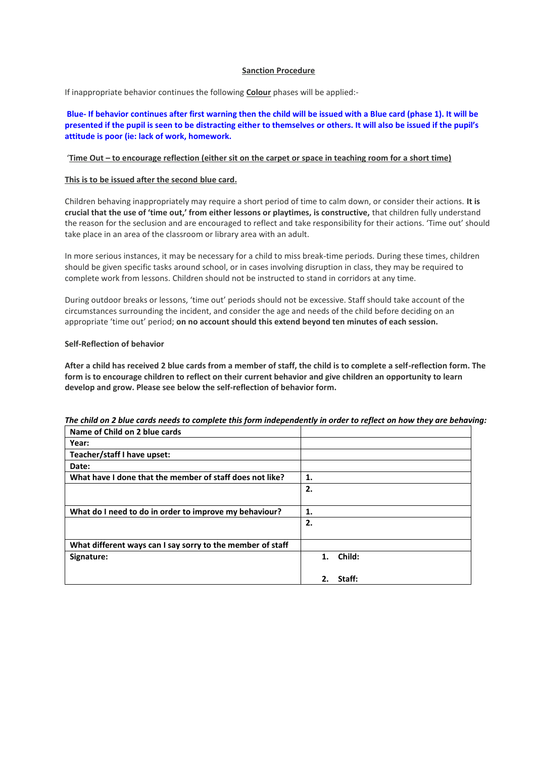**<u>Sanction Procedure</u>**

If inappropriate behavior continues the following **<u>Colour</u>** phases will be applied:-

**Blue- If behavior continues after first warning then the child will be issued with a Blue card (phase 1). It will be presented if the pupil is seen to be distracting either to themselves or others. It will also be issued if the pupil's attitude is poor (ie: lack of work, homework.**

'**<u>Time Out – to encourage reflection (either sit on the carpet or space in teaching room for a short time)</u>**

**<u>This is to be issued after the second blue card.</u>**

Children behaving inappropriately may require a short period of time to calm down, or consider their actions. **It is crucial that the use of 'time out,' from either lessons or playtimes, is constructive,** that children fully understand the reason for the seclusion and are encouraged to reflect and take responsibility for their actions. 'Time out' should take place in an area of the classroom or library area with an adult.

In more serious instances, it may be necessary for a child to miss break-time periods. During these times, children should be given specific tasks around school, or in cases involving disruption in class, they may be required to complete work from lessons. Children should not be instructed to stand in corridors at any time.

During outdoor breaks or lessons, 'time out' periods should not be excessive. Staff should take account of the circumstances surrounding the incident, and consider the age and needs of the child before deciding on an appropriate 'time out' period; **on no account should this extend beyond ten minutes of each session.**

**Self-Reflection of behavior**

**After a child has received 2 blue cards from a member of staff, the child is to complete a self-reflection form. The form is to encourage children to reflect on their current behavior and give children an opportunity to learn develop and grow. Please see below the self-reflection of behavior form.**

***The child on 2 blue cards needs to complete this form independently in order to reflect on how they are behaving:***

| **Name of Child on 2 blue cards** | |
|---|---|
| **Year:** | |
| **Teacher/staff I have upset:** | |
| **Date:** | |
| **What have I done that the member of staff does not like?** | **1.** |
| | **2.** |
| **What do I need to do in order to improve my behaviour?** | **1.** |
| | **2.** |
| **What different ways can I say sorry to the member of staff** | |
| **Signature:** | 1. **Child:**<br><br>2. **Staff:** |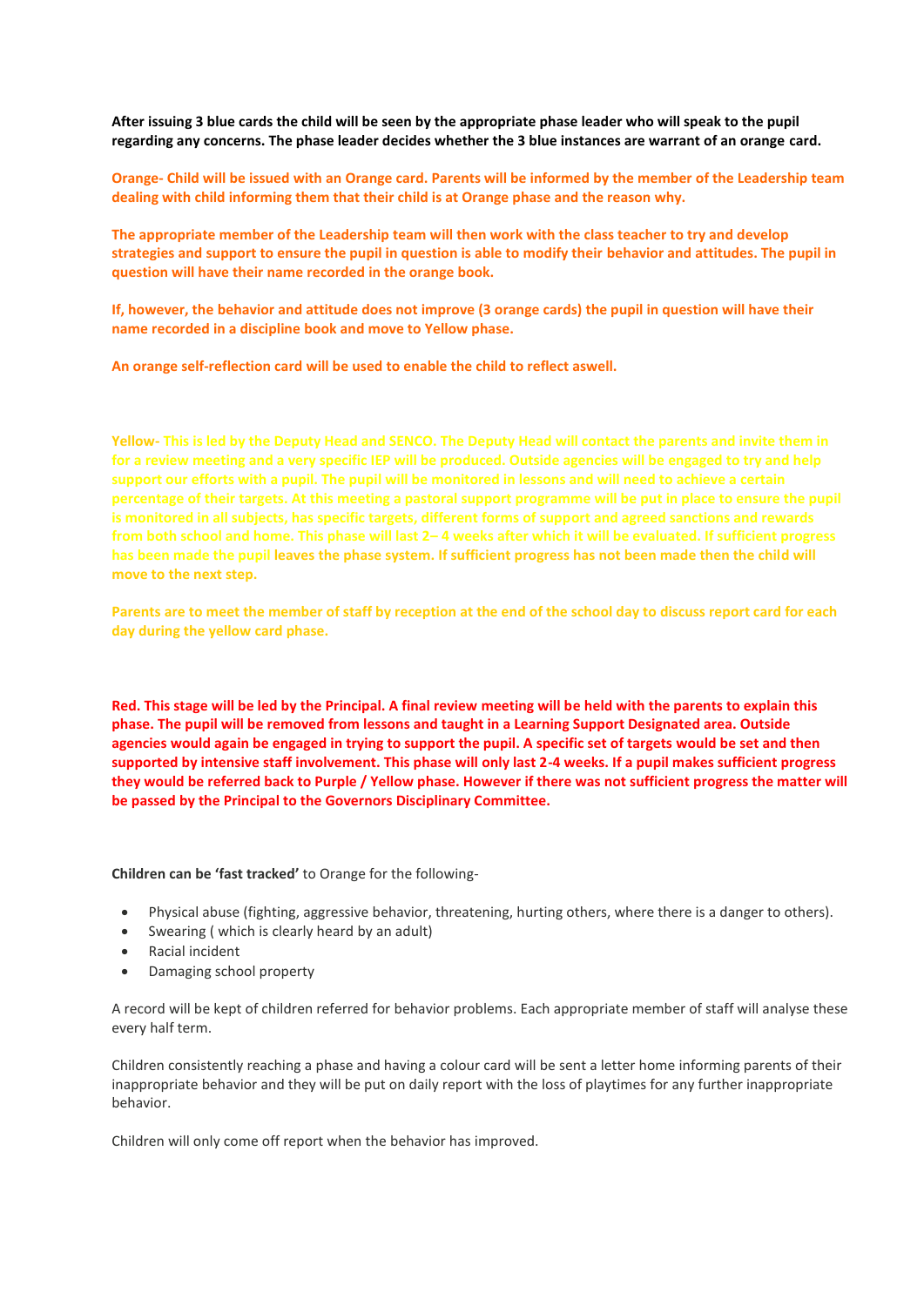**After issuing 3 blue cards the child will be seen by the appropriate phase leader who will speak to the pupil regarding any concerns. The phase leader decides whether the 3 blue instances are warrant of an orange card.**

**Orange- Child will be issued with an Orange card. Parents will be informed by the member of the Leadership team dealing with child informing them that their child is at Orange phase and the reason why.**

**The appropriate member of the Leadership team will then work with the class teacher to try and develop strategies and support to ensure the pupil in question is able to modify their behavior and attitudes. The pupil in question will have their name recorded in the orange book.**

**If, however, the behavior and attitude does not improve (3 orange cards) the pupil in question will have their name recorded in a discipline book and move to Yellow phase.**

**An orange self-reflection card will be used to enable the child to reflect aswell.**

**Yellow- This is led by the Deputy Head and SENCO. The Deputy Head will contact the parents and invite them in for a review meeting and a very specific IEP will be produced. Outside agencies will be engaged to try and help support our efforts with a pupil. The pupil will be monitored in lessons and will need to achieve a certain percentage of their targets. At this meeting a pastoral support programme will be put in place to ensure the pupil is monitored in all subjects, has specific targets, different forms of support and agreed sanctions and rewards from both school and home. This phase will last 2– 4 weeks after which it will be evaluated. If sufficient progress has been made the pupil leaves the phase system. If sufficient progress has not been made then the child will move to the next step.**

**Parents are to meet the member of staff by reception at the end of the school day to discuss report card for each day during the yellow card phase.**

**Red. This stage will be led by the Principal. A final review meeting will be held with the parents to explain this phase. The pupil will be removed from lessons and taught in a Learning Support Designated area. Outside agencies would again be engaged in trying to support the pupil. A specific set of targets would be set and then supported by intensive staff involvement. This phase will only last 2-4 weeks. If a pupil makes sufficient progress they would be referred back to Purple / Yellow phase. However if there was not sufficient progress the matter will be passed by the Principal to the Governors Disciplinary Committee.**

**Children can be 'fast tracked'** to Orange for the following-

- Physical abuse (fighting, aggressive behavior, threatening, hurting others, where there is a danger to others).
- Swearing ( which is clearly heard by an adult)
- Racial incident
- Damaging school property

A record will be kept of children referred for behavior problems. Each appropriate member of staff will analyse these every half term.

Children consistently reaching a phase and having a colour card will be sent a letter home informing parents of their inappropriate behavior and they will be put on daily report with the loss of playtimes for any further inappropriate behavior.

Children will only come off report when the behavior has improved.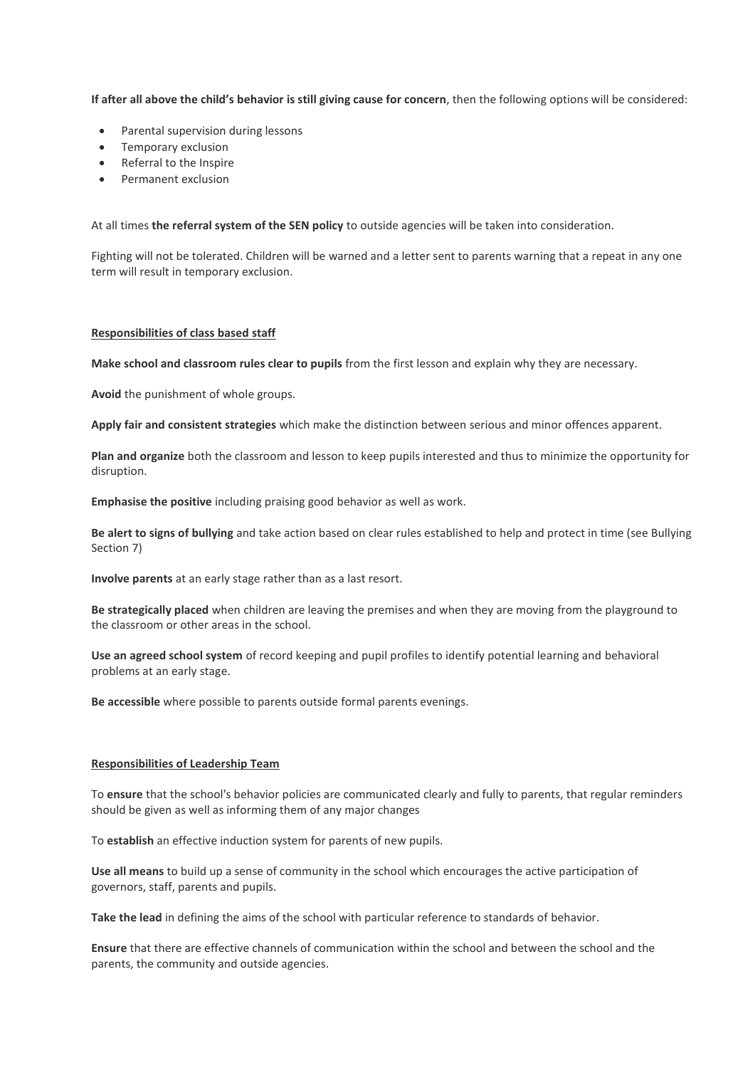**If after all above the child's behavior is still giving cause for concern**, then the following options will be considered:

- Parental supervision during lessons
- Temporary exclusion
- Referral to the Inspire
- Permanent exclusion

At all times **the referral system of the SEN policy** to outside agencies will be taken into consideration.

Fighting will not be tolerated. Children will be warned and a letter sent to parents warning that a repeat in any one term will result in temporary exclusion.

**Responsibilities of class based staff**

**Make school and classroom rules clear to pupils** from the first lesson and explain why they are necessary.

**Avoid** the punishment of whole groups.

**Apply fair and consistent strategies** which make the distinction between serious and minor offences apparent.

**Plan and organize** both the classroom and lesson to keep pupils interested and thus to minimize the opportunity for disruption.

**Emphasise the positive** including praising good behavior as well as work.

**Be alert to signs of bullying** and take action based on clear rules established to help and protect in time (see Bullying Section 7)

**Involve parents** at an early stage rather than as a last resort.

**Be strategically placed** when children are leaving the premises and when they are moving from the playground to the classroom or other areas in the school.

**Use an agreed school system** of record keeping and pupil profiles to identify potential learning and behavioral problems at an early stage.

**Be accessible** where possible to parents outside formal parents evenings.

**Responsibilities of Leadership Team**

To **ensure** that the school's behavior policies are communicated clearly and fully to parents, that regular reminders should be given as well as informing them of any major changes

To **establish** an effective induction system for parents of new pupils.

**Use all means** to build up a sense of community in the school which encourages the active participation of governors, staff, parents and pupils.

**Take the lead** in defining the aims of the school with particular reference to standards of behavior.

**Ensure** that there are effective channels of communication within the school and between the school and the parents, the community and outside agencies.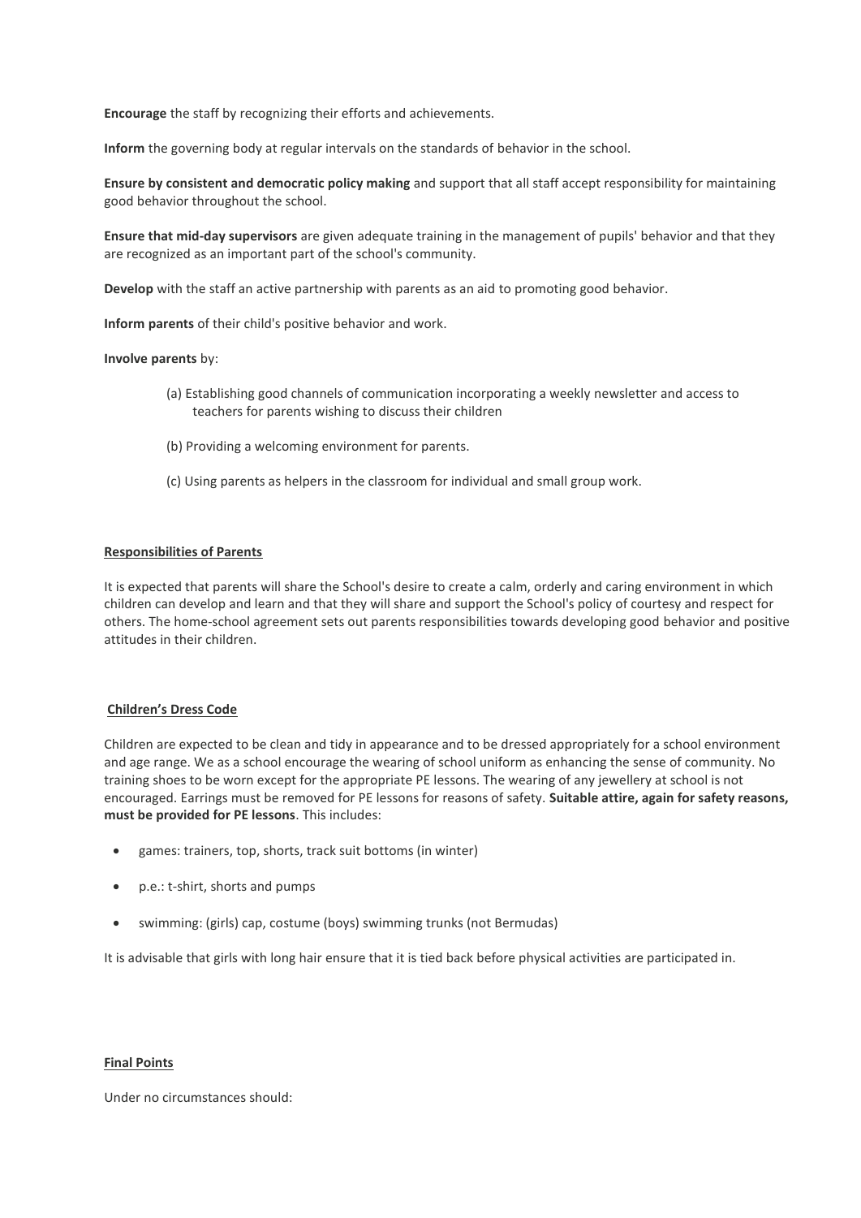**Encourage** the staff by recognizing their efforts and achievements.

**Inform** the governing body at regular intervals on the standards of behavior in the school.

**Ensure by consistent and democratic policy making** and support that all staff accept responsibility for maintaining good behavior throughout the school.

**Ensure that mid-day supervisors** are given adequate training in the management of pupils' behavior and that they are recognized as an important part of the school's community.

**Develop** with the staff an active partnership with parents as an aid to promoting good behavior.

**Inform parents** of their child's positive behavior and work.

**Involve parents** by:

(a) Establishing good channels of communication incorporating a weekly newsletter and access to teachers for parents wishing to discuss their children

(b) Providing a welcoming environment for parents.

(c) Using parents as helpers in the classroom for individual and small group work.

## Responsibilities of Parents

It is expected that parents will share the School's desire to create a calm, orderly and caring environment in which children can develop and learn and that they will share and support the School's policy of courtesy and respect for others. The home-school agreement sets out parents responsibilities towards developing good behavior and positive attitudes in their children.

## Children's Dress Code

Children are expected to be clean and tidy in appearance and to be dressed appropriately for a school environment and age range. We as a school encourage the wearing of school uniform as enhancing the sense of community. No training shoes to be worn except for the appropriate PE lessons. The wearing of any jewellery at school is not encouraged. Earrings must be removed for PE lessons for reasons of safety. **Suitable attire, again for safety reasons, must be provided for PE lessons**. This includes:

- games: trainers, top, shorts, track suit bottoms (in winter)
- p.e.: t-shirt, shorts and pumps
- swimming: (girls) cap, costume (boys) swimming trunks (not Bermudas)

It is advisable that girls with long hair ensure that it is tied back before physical activities are participated in.

## Final Points

Under no circumstances should: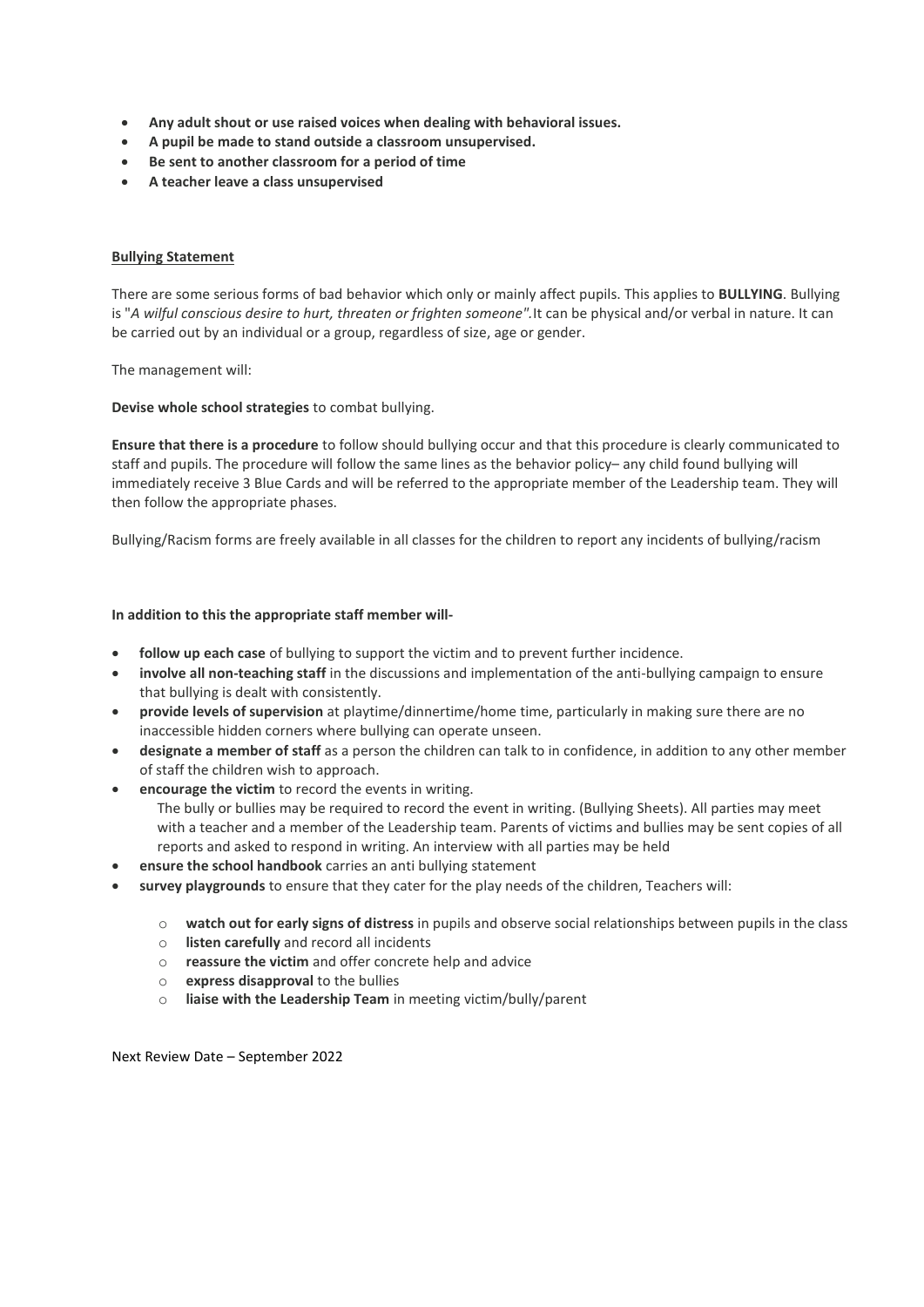- **Any adult shout or use raised voices when dealing with behavioral issues.**
- **A pupil be made to stand outside a classroom unsupervised.**
- **Be sent to another classroom for a period of time**
- **A teacher leave a class unsupervised**

**Bullying Statement**

There are some serious forms of bad behavior which only or mainly affect pupils. This applies to **BULLYING**. Bullying is "*A wilful conscious desire to hurt, threaten or frighten someone".* It can be physical and/or verbal in nature. It can be carried out by an individual or a group, regardless of size, age or gender.

The management will:

**Devise whole school strategies** to combat bullying.

**Ensure that there is a procedure** to follow should bullying occur and that this procedure is clearly communicated to staff and pupils. The procedure will follow the same lines as the behavior policy– any child found bullying will immediately receive 3 Blue Cards and will be referred to the appropriate member of the Leadership team. They will then follow the appropriate phases.

Bullying/Racism forms are freely available in all classes for the children to report any incidents of bullying/racism

**In addition to this the appropriate staff member will-**

- **follow up each case** of bullying to support the victim and to prevent further incidence.
- **involve all non-teaching staff** in the discussions and implementation of the anti-bullying campaign to ensure that bullying is dealt with consistently.
- **provide levels of supervision** at playtime/dinnertime/home time, particularly in making sure there are no inaccessible hidden corners where bullying can operate unseen.
- **designate a member of staff** as a person the children can talk to in confidence, in addition to any other member of staff the children wish to approach.
- **encourage the victim** to record the events in writing.
  The bully or bullies may be required to record the event in writing. (Bullying Sheets). All parties may meet with a teacher and a member of the Leadership team. Parents of victims and bullies may be sent copies of all reports and asked to respond in writing. An interview with all parties may be held
- **ensure the school handbook** carries an anti bullying statement
- **survey playgrounds** to ensure that they cater for the play needs of the children, Teachers will:
  - **watch out for early signs of distress** in pupils and observe social relationships between pupils in the class
  - **listen carefully** and record all incidents
  - **reassure the victim** and offer concrete help and advice
  - **express disapproval** to the bullies
  - **liaise with the Leadership Team** in meeting victim/bully/parent

Next Review Date – September 2022